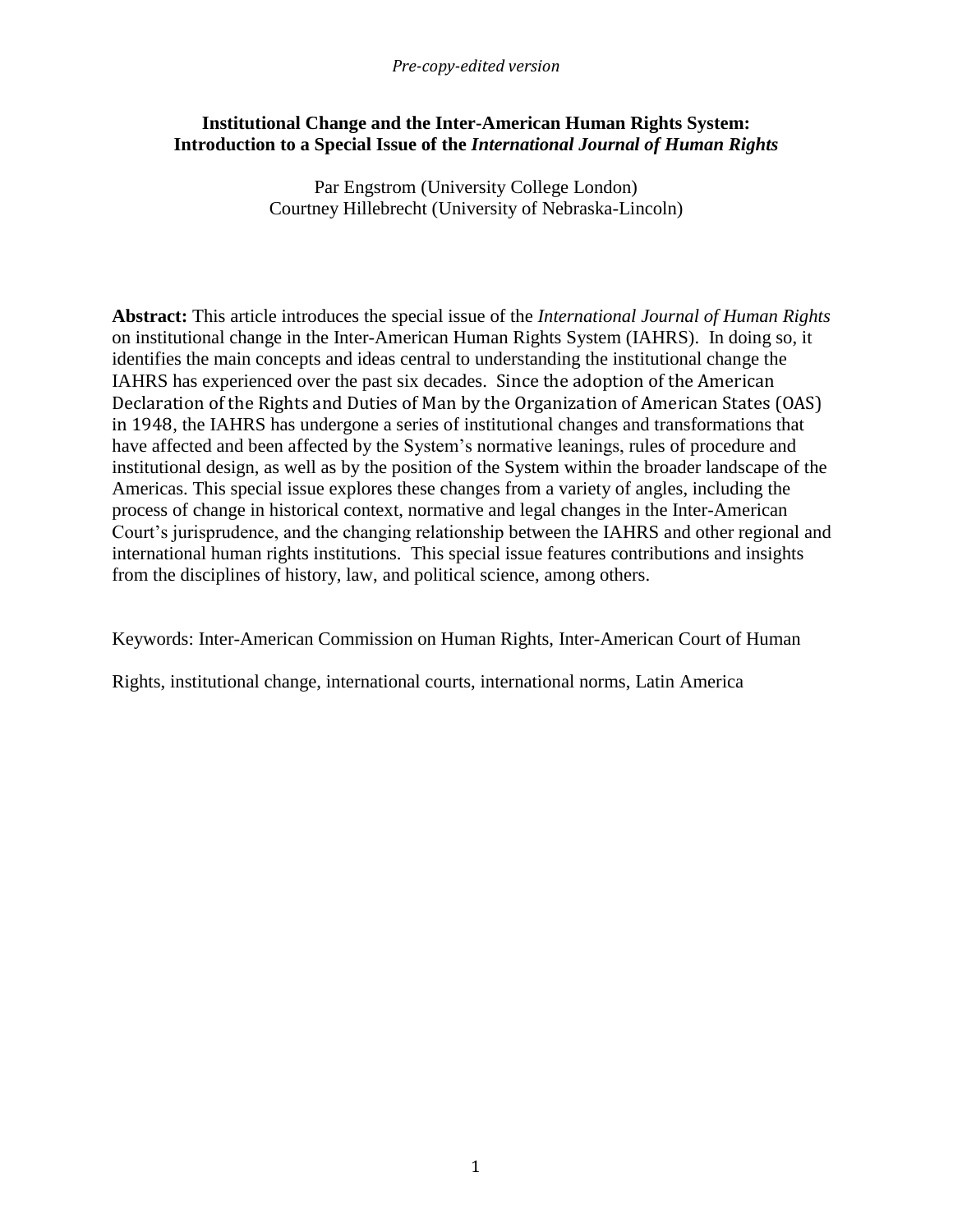*Pre-copy-edited version*

# Institutional Change and the Inter-American Human Rights System: Introduction to a Special Issue of the *International Journal of Human Rights*

Par Engstrom (University College London)
Courtney Hillebrecht (University of Nebraska-Lincoln)

**Abstract:** This article introduces the special issue of the *International Journal of Human Rights* on institutional change in the Inter-American Human Rights System (IAHRS). In doing so, it identifies the main concepts and ideas central to understanding the institutional change the IAHRS has experienced over the past six decades. Since the adoption of the American Declaration of the Rights and Duties of Man by the Organization of American States (OAS) in 1948, the IAHRS has undergone a series of institutional changes and transformations that have affected and been affected by the System's normative leanings, rules of procedure and institutional design, as well as by the position of the System within the broader landscape of the Americas. This special issue explores these changes from a variety of angles, including the process of change in historical context, normative and legal changes in the Inter-American Court's jurisprudence, and the changing relationship between the IAHRS and other regional and international human rights institutions. This special issue features contributions and insights from the disciplines of history, law, and political science, among others.

Keywords: Inter-American Commission on Human Rights, Inter-American Court of Human Rights, institutional change, international courts, international norms, Latin America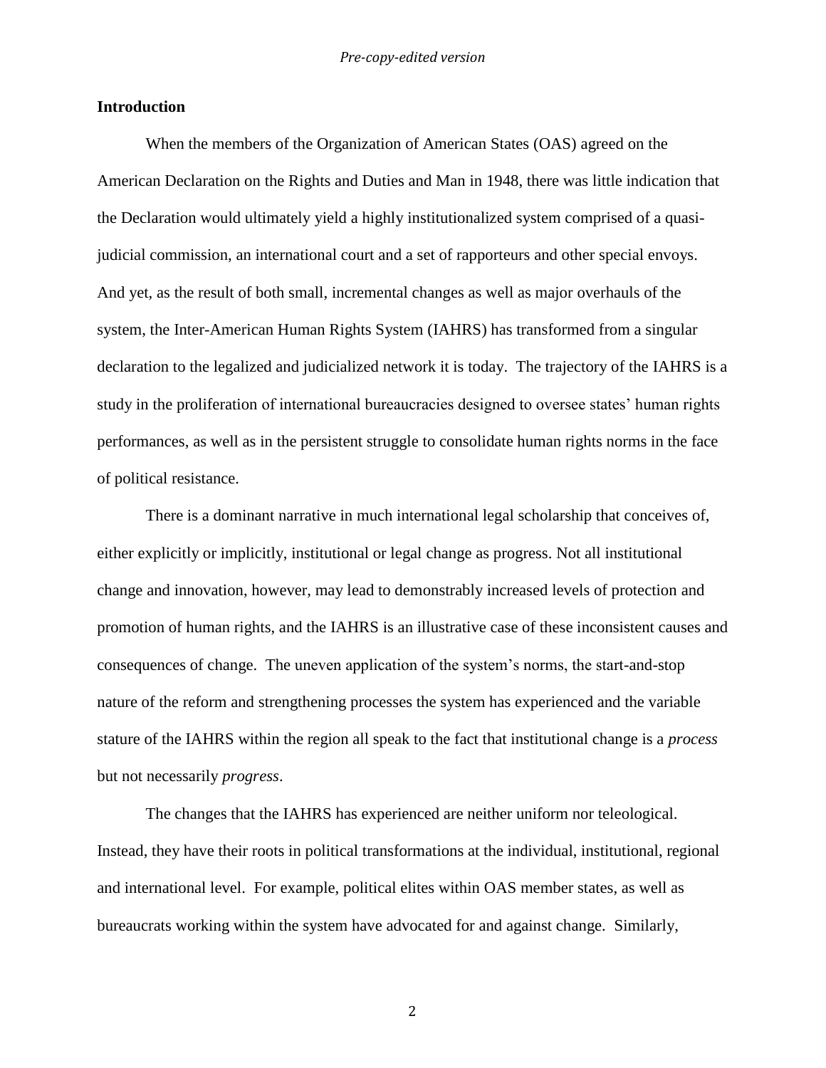## Introduction

When the members of the Organization of American States (OAS) agreed on the American Declaration on the Rights and Duties and Man in 1948, there was little indication that the Declaration would ultimately yield a highly institutionalized system comprised of a quasi-judicial commission, an international court and a set of rapporteurs and other special envoys. And yet, as the result of both small, incremental changes as well as major overhauls of the system, the Inter-American Human Rights System (IAHRS) has transformed from a singular declaration to the legalized and judicialized network it is today. The trajectory of the IAHRS is a study in the proliferation of international bureaucracies designed to oversee states' human rights performances, as well as in the persistent struggle to consolidate human rights norms in the face of political resistance.

There is a dominant narrative in much international legal scholarship that conceives of, either explicitly or implicitly, institutional or legal change as progress. Not all institutional change and innovation, however, may lead to demonstrably increased levels of protection and promotion of human rights, and the IAHRS is an illustrative case of these inconsistent causes and consequences of change. The uneven application of the system's norms, the start-and-stop nature of the reform and strengthening processes the system has experienced and the variable stature of the IAHRS within the region all speak to the fact that institutional change is a *process* but not necessarily *progress*.

The changes that the IAHRS has experienced are neither uniform nor teleological. Instead, they have their roots in political transformations at the individual, institutional, regional and international level. For example, political elites within OAS member states, as well as bureaucrats working within the system have advocated for and against change. Similarly,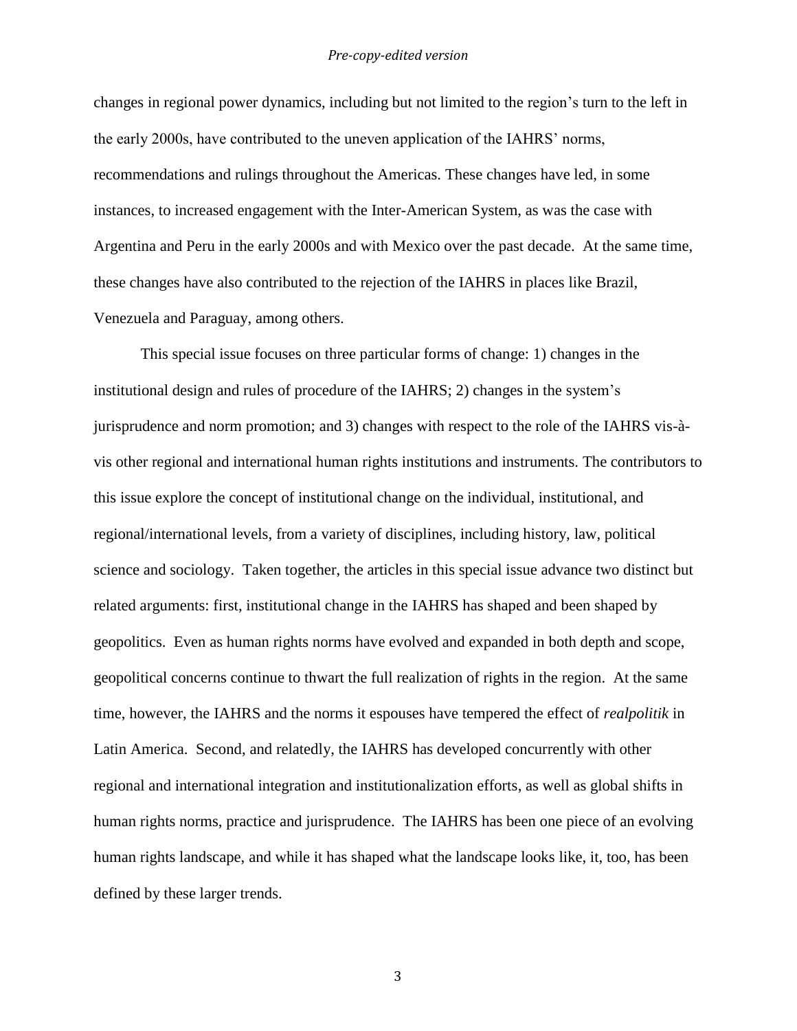changes in regional power dynamics, including but not limited to the region's turn to the left in the early 2000s, have contributed to the uneven application of the IAHRS' norms, recommendations and rulings throughout the Americas. These changes have led, in some instances, to increased engagement with the Inter-American System, as was the case with Argentina and Peru in the early 2000s and with Mexico over the past decade. At the same time, these changes have also contributed to the rejection of the IAHRS in places like Brazil, Venezuela and Paraguay, among others.

This special issue focuses on three particular forms of change: 1) changes in the institutional design and rules of procedure of the IAHRS; 2) changes in the system's jurisprudence and norm promotion; and 3) changes with respect to the role of the IAHRS vis-à-vis other regional and international human rights institutions and instruments. The contributors to this issue explore the concept of institutional change on the individual, institutional, and regional/international levels, from a variety of disciplines, including history, law, political science and sociology. Taken together, the articles in this special issue advance two distinct but related arguments: first, institutional change in the IAHRS has shaped and been shaped by geopolitics. Even as human rights norms have evolved and expanded in both depth and scope, geopolitical concerns continue to thwart the full realization of rights in the region. At the same time, however, the IAHRS and the norms it espouses have tempered the effect of *realpolitik* in Latin America. Second, and relatedly, the IAHRS has developed concurrently with other regional and international integration and institutionalization efforts, as well as global shifts in human rights norms, practice and jurisprudence. The IAHRS has been one piece of an evolving human rights landscape, and while it has shaped what the landscape looks like, it, too, has been defined by these larger trends.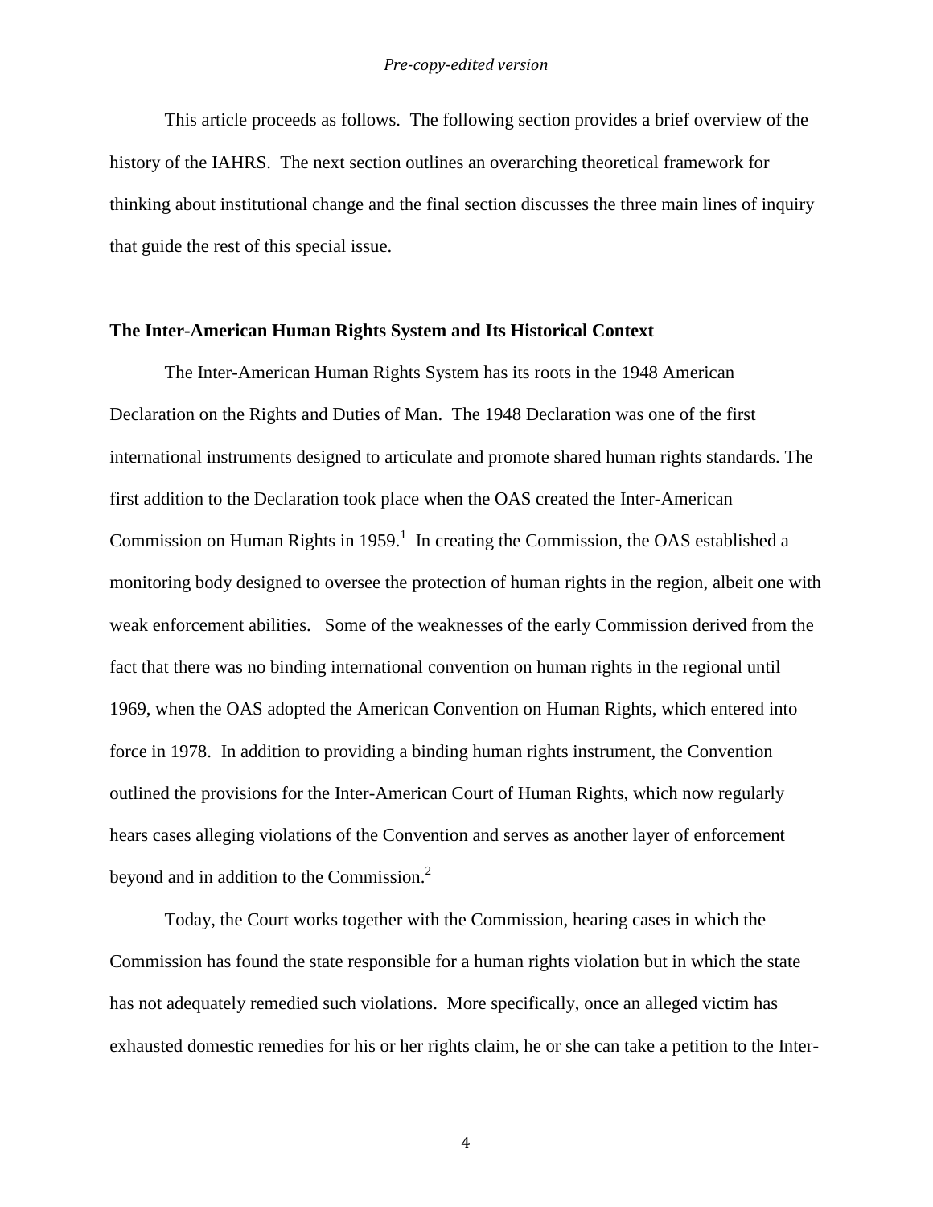This article proceeds as follows. The following section provides a brief overview of the history of the IAHRS. The next section outlines an overarching theoretical framework for thinking about institutional change and the final section discusses the three main lines of inquiry that guide the rest of this special issue.

## The Inter-American Human Rights System and Its Historical Context

The Inter-American Human Rights System has its roots in the 1948 American Declaration on the Rights and Duties of Man. The 1948 Declaration was one of the first international instruments designed to articulate and promote shared human rights standards. The first addition to the Declaration took place when the OAS created the Inter-American Commission on Human Rights in 1959.[1] In creating the Commission, the OAS established a monitoring body designed to oversee the protection of human rights in the region, albeit one with weak enforcement abilities. Some of the weaknesses of the early Commission derived from the fact that there was no binding international convention on human rights in the regional until 1969, when the OAS adopted the American Convention on Human Rights, which entered into force in 1978. In addition to providing a binding human rights instrument, the Convention outlined the provisions for the Inter-American Court of Human Rights, which now regularly hears cases alleging violations of the Convention and serves as another layer of enforcement beyond and in addition to the Commission.[2]

Today, the Court works together with the Commission, hearing cases in which the Commission has found the state responsible for a human rights violation but in which the state has not adequately remedied such violations. More specifically, once an alleged victim has exhausted domestic remedies for his or her rights claim, he or she can take a petition to the Inter-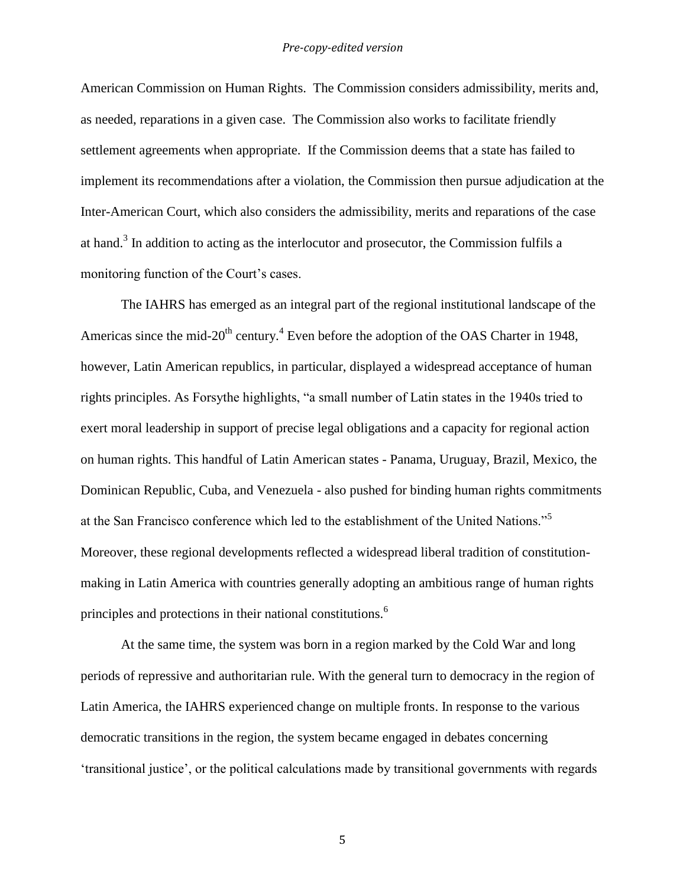American Commission on Human Rights. The Commission considers admissibility, merits and, as needed, reparations in a given case. The Commission also works to facilitate friendly settlement agreements when appropriate. If the Commission deems that a state has failed to implement its recommendations after a violation, the Commission then pursue adjudication at the Inter-American Court, which also considers the admissibility, merits and reparations of the case at hand.[3] In addition to acting as the interlocutor and prosecutor, the Commission fulfils a monitoring function of the Court's cases.

The IAHRS has emerged as an integral part of the regional institutional landscape of the Americas since the mid-20th century.[4] Even before the adoption of the OAS Charter in 1948, however, Latin American republics, in particular, displayed a widespread acceptance of human rights principles. As Forsythe highlights, "a small number of Latin states in the 1940s tried to exert moral leadership in support of precise legal obligations and a capacity for regional action on human rights. This handful of Latin American states - Panama, Uruguay, Brazil, Mexico, the Dominican Republic, Cuba, and Venezuela - also pushed for binding human rights commitments at the San Francisco conference which led to the establishment of the United Nations."[5] Moreover, these regional developments reflected a widespread liberal tradition of constitution-making in Latin America with countries generally adopting an ambitious range of human rights principles and protections in their national constitutions.[6]

At the same time, the system was born in a region marked by the Cold War and long periods of repressive and authoritarian rule. With the general turn to democracy in the region of Latin America, the IAHRS experienced change on multiple fronts. In response to the various democratic transitions in the region, the system became engaged in debates concerning 'transitional justice', or the political calculations made by transitional governments with regards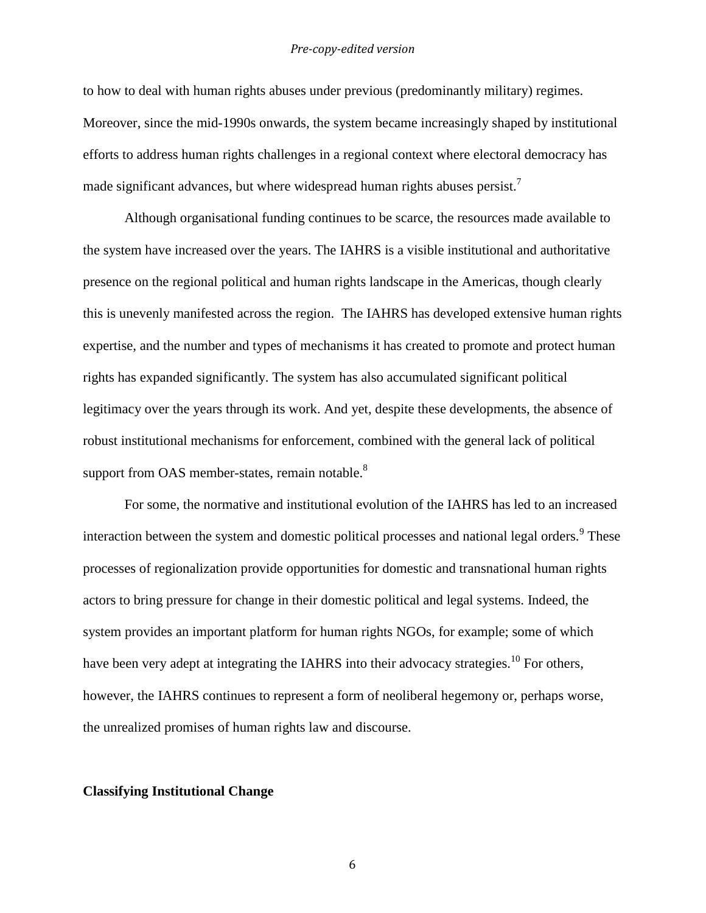to how to deal with human rights abuses under previous (predominantly military) regimes. Moreover, since the mid-1990s onwards, the system became increasingly shaped by institutional efforts to address human rights challenges in a regional context where electoral democracy has made significant advances, but where widespread human rights abuses persist.[7]

Although organisational funding continues to be scarce, the resources made available to the system have increased over the years. The IAHRS is a visible institutional and authoritative presence on the regional political and human rights landscape in the Americas, though clearly this is unevenly manifested across the region. The IAHRS has developed extensive human rights expertise, and the number and types of mechanisms it has created to promote and protect human rights has expanded significantly. The system has also accumulated significant political legitimacy over the years through its work. And yet, despite these developments, the absence of robust institutional mechanisms for enforcement, combined with the general lack of political support from OAS member-states, remain notable.[8]

For some, the normative and institutional evolution of the IAHRS has led to an increased interaction between the system and domestic political processes and national legal orders.[9] These processes of regionalization provide opportunities for domestic and transnational human rights actors to bring pressure for change in their domestic political and legal systems. Indeed, the system provides an important platform for human rights NGOs, for example; some of which have been very adept at integrating the IAHRS into their advocacy strategies.[10] For others, however, the IAHRS continues to represent a form of neoliberal hegemony or, perhaps worse, the unrealized promises of human rights law and discourse.

## Classifying Institutional Change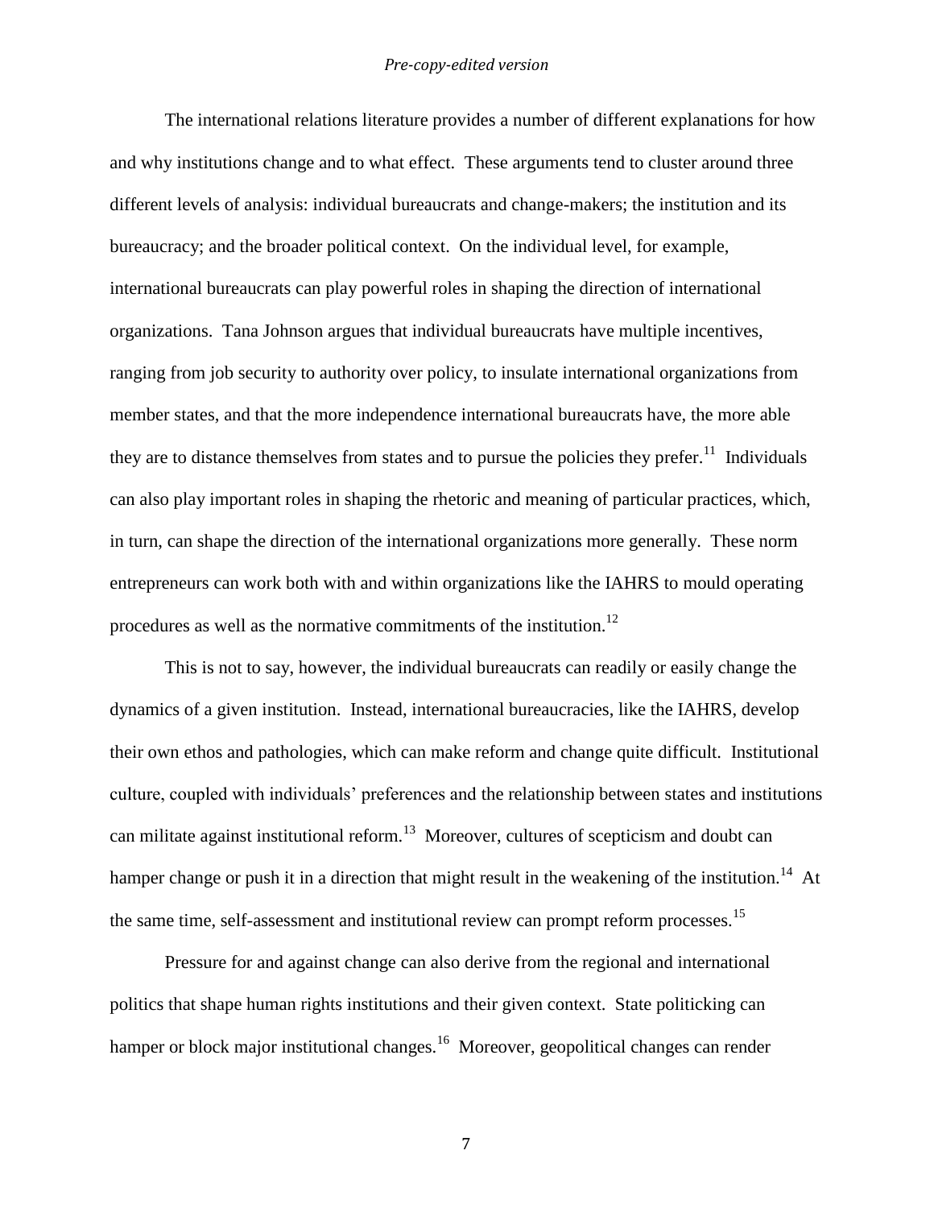The international relations literature provides a number of different explanations for how and why institutions change and to what effect. These arguments tend to cluster around three different levels of analysis: individual bureaucrats and change-makers; the institution and its bureaucracy; and the broader political context. On the individual level, for example, international bureaucrats can play powerful roles in shaping the direction of international organizations. Tana Johnson argues that individual bureaucrats have multiple incentives, ranging from job security to authority over policy, to insulate international organizations from member states, and that the more independence international bureaucrats have, the more able they are to distance themselves from states and to pursue the policies they prefer.[11] Individuals can also play important roles in shaping the rhetoric and meaning of particular practices, which, in turn, can shape the direction of the international organizations more generally. These norm entrepreneurs can work both with and within organizations like the IAHRS to mould operating procedures as well as the normative commitments of the institution.[12]

This is not to say, however, the individual bureaucrats can readily or easily change the dynamics of a given institution. Instead, international bureaucracies, like the IAHRS, develop their own ethos and pathologies, which can make reform and change quite difficult. Institutional culture, coupled with individuals' preferences and the relationship between states and institutions can militate against institutional reform.[13] Moreover, cultures of scepticism and doubt can hamper change or push it in a direction that might result in the weakening of the institution.[14] At the same time, self-assessment and institutional review can prompt reform processes.[15]

Pressure for and against change can also derive from the regional and international politics that shape human rights institutions and their given context. State politicking can hamper or block major institutional changes.[16] Moreover, geopolitical changes can render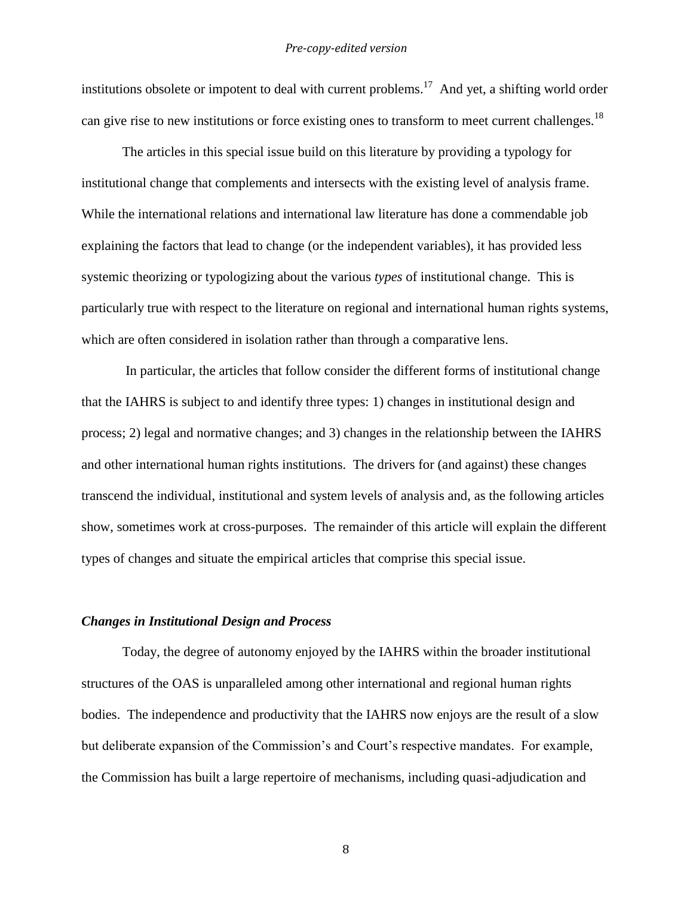institutions obsolete or impotent to deal with current problems.[17] And yet, a shifting world order can give rise to new institutions or force existing ones to transform to meet current challenges.[18]

The articles in this special issue build on this literature by providing a typology for institutional change that complements and intersects with the existing level of analysis frame. While the international relations and international law literature has done a commendable job explaining the factors that lead to change (or the independent variables), it has provided less systemic theorizing or typologizing about the various *types* of institutional change. This is particularly true with respect to the literature on regional and international human rights systems, which are often considered in isolation rather than through a comparative lens.

In particular, the articles that follow consider the different forms of institutional change that the IAHRS is subject to and identify three types: 1) changes in institutional design and process; 2) legal and normative changes; and 3) changes in the relationship between the IAHRS and other international human rights institutions. The drivers for (and against) these changes transcend the individual, institutional and system levels of analysis and, as the following articles show, sometimes work at cross-purposes. The remainder of this article will explain the different types of changes and situate the empirical articles that comprise this special issue.

### *Changes in Institutional Design and Process*

Today, the degree of autonomy enjoyed by the IAHRS within the broader institutional structures of the OAS is unparalleled among other international and regional human rights bodies. The independence and productivity that the IAHRS now enjoys are the result of a slow but deliberate expansion of the Commission's and Court's respective mandates. For example, the Commission has built a large repertoire of mechanisms, including quasi-adjudication and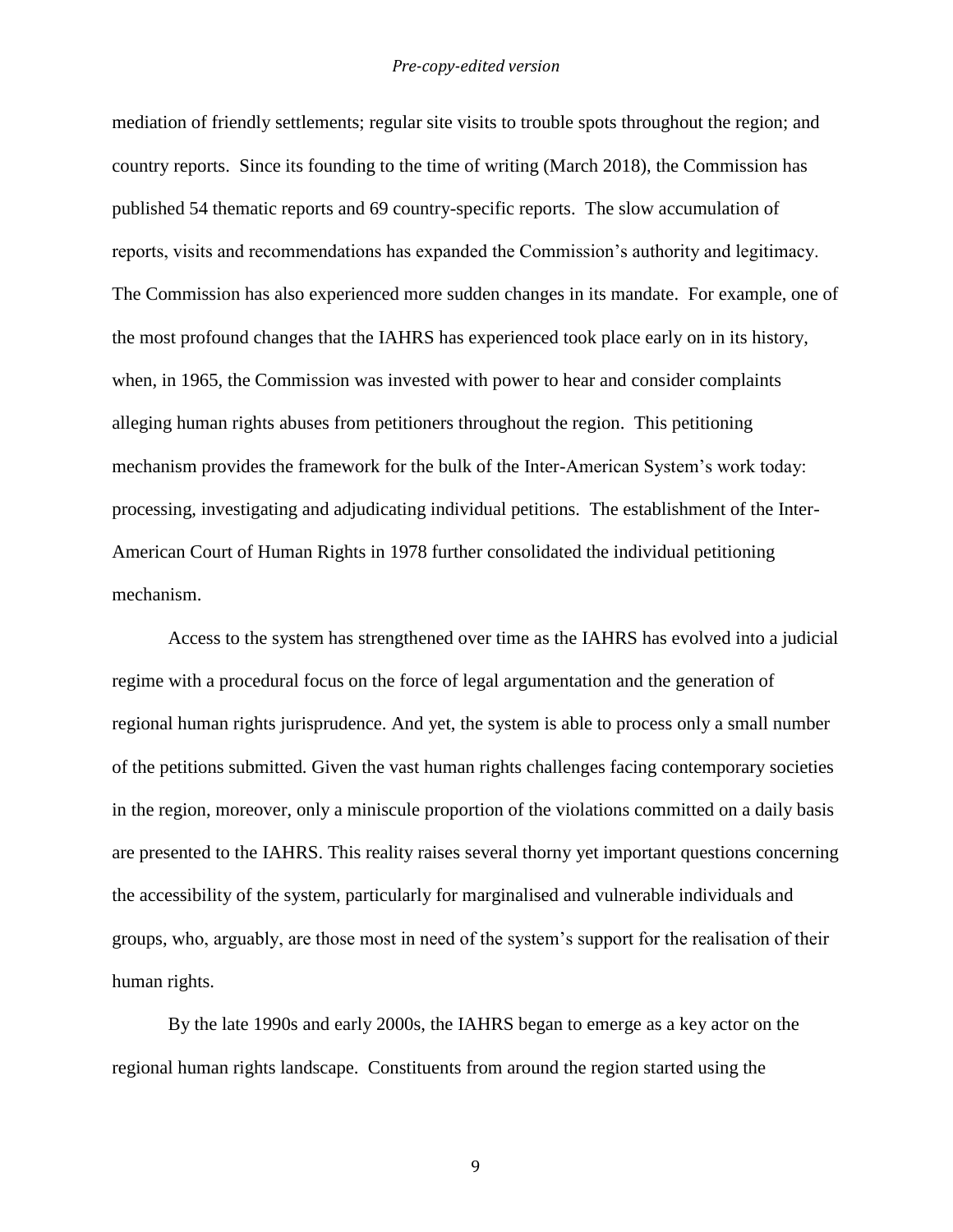mediation of friendly settlements; regular site visits to trouble spots throughout the region; and country reports. Since its founding to the time of writing (March 2018), the Commission has published 54 thematic reports and 69 country-specific reports. The slow accumulation of reports, visits and recommendations has expanded the Commission's authority and legitimacy. The Commission has also experienced more sudden changes in its mandate. For example, one of the most profound changes that the IAHRS has experienced took place early on in its history, when, in 1965, the Commission was invested with power to hear and consider complaints alleging human rights abuses from petitioners throughout the region. This petitioning mechanism provides the framework for the bulk of the Inter-American System's work today: processing, investigating and adjudicating individual petitions. The establishment of the Inter-American Court of Human Rights in 1978 further consolidated the individual petitioning mechanism.

Access to the system has strengthened over time as the IAHRS has evolved into a judicial regime with a procedural focus on the force of legal argumentation and the generation of regional human rights jurisprudence. And yet, the system is able to process only a small number of the petitions submitted. Given the vast human rights challenges facing contemporary societies in the region, moreover, only a miniscule proportion of the violations committed on a daily basis are presented to the IAHRS. This reality raises several thorny yet important questions concerning the accessibility of the system, particularly for marginalised and vulnerable individuals and groups, who, arguably, are those most in need of the system's support for the realisation of their human rights.

By the late 1990s and early 2000s, the IAHRS began to emerge as a key actor on the regional human rights landscape. Constituents from around the region started using the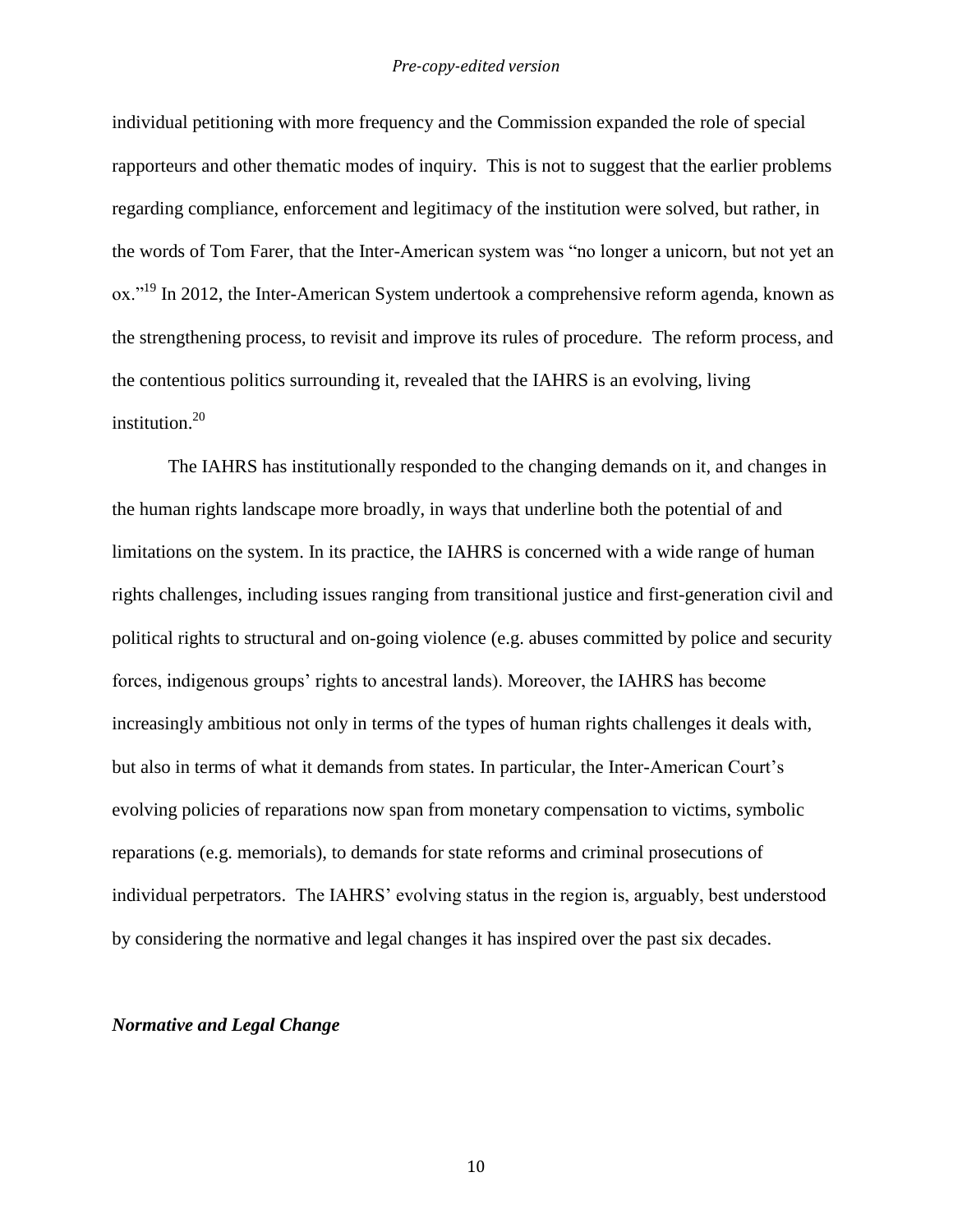individual petitioning with more frequency and the Commission expanded the role of special rapporteurs and other thematic modes of inquiry. This is not to suggest that the earlier problems regarding compliance, enforcement and legitimacy of the institution were solved, but rather, in the words of Tom Farer, that the Inter-American system was "no longer a unicorn, but not yet an ox."[19] In 2012, the Inter-American System undertook a comprehensive reform agenda, known as the strengthening process, to revisit and improve its rules of procedure. The reform process, and the contentious politics surrounding it, revealed that the IAHRS is an evolving, living institution.[20]

The IAHRS has institutionally responded to the changing demands on it, and changes in the human rights landscape more broadly, in ways that underline both the potential of and limitations on the system. In its practice, the IAHRS is concerned with a wide range of human rights challenges, including issues ranging from transitional justice and first-generation civil and political rights to structural and on-going violence (e.g. abuses committed by police and security forces, indigenous groups' rights to ancestral lands). Moreover, the IAHRS has become increasingly ambitious not only in terms of the types of human rights challenges it deals with, but also in terms of what it demands from states. In particular, the Inter-American Court's evolving policies of reparations now span from monetary compensation to victims, symbolic reparations (e.g. memorials), to demands for state reforms and criminal prosecutions of individual perpetrators. The IAHRS' evolving status in the region is, arguably, best understood by considering the normative and legal changes it has inspired over the past six decades.

### ***Normative and Legal Change***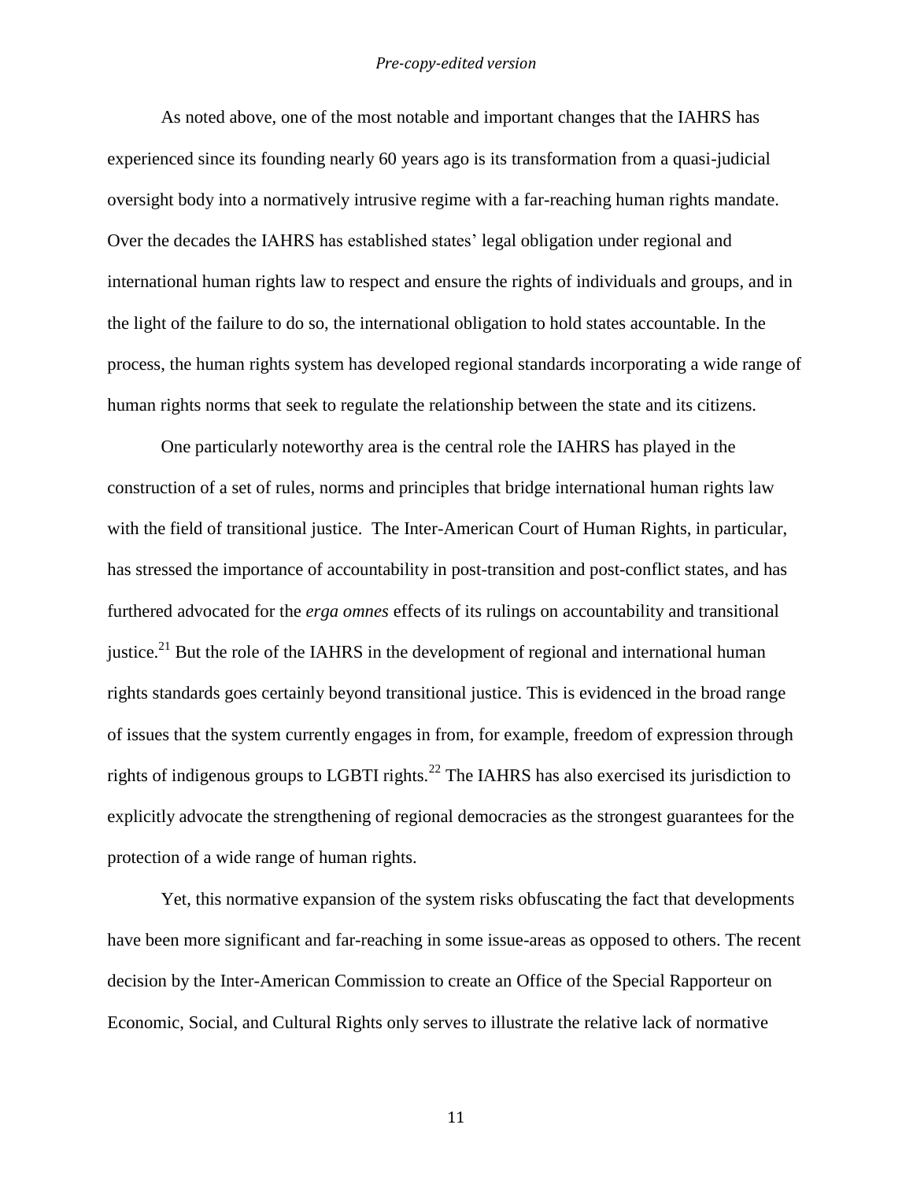As noted above, one of the most notable and important changes that the IAHRS has experienced since its founding nearly 60 years ago is its transformation from a quasi-judicial oversight body into a normatively intrusive regime with a far-reaching human rights mandate. Over the decades the IAHRS has established states' legal obligation under regional and international human rights law to respect and ensure the rights of individuals and groups, and in the light of the failure to do so, the international obligation to hold states accountable. In the process, the human rights system has developed regional standards incorporating a wide range of human rights norms that seek to regulate the relationship between the state and its citizens.

One particularly noteworthy area is the central role the IAHRS has played in the construction of a set of rules, norms and principles that bridge international human rights law with the field of transitional justice. The Inter-American Court of Human Rights, in particular, has stressed the importance of accountability in post-transition and post-conflict states, and has furthered advocated for the *erga omnes* effects of its rulings on accountability and transitional justice.[21] But the role of the IAHRS in the development of regional and international human rights standards goes certainly beyond transitional justice. This is evidenced in the broad range of issues that the system currently engages in from, for example, freedom of expression through rights of indigenous groups to LGBTI rights.[22] The IAHRS has also exercised its jurisdiction to explicitly advocate the strengthening of regional democracies as the strongest guarantees for the protection of a wide range of human rights.

Yet, this normative expansion of the system risks obfuscating the fact that developments have been more significant and far-reaching in some issue-areas as opposed to others. The recent decision by the Inter-American Commission to create an Office of the Special Rapporteur on Economic, Social, and Cultural Rights only serves to illustrate the relative lack of normative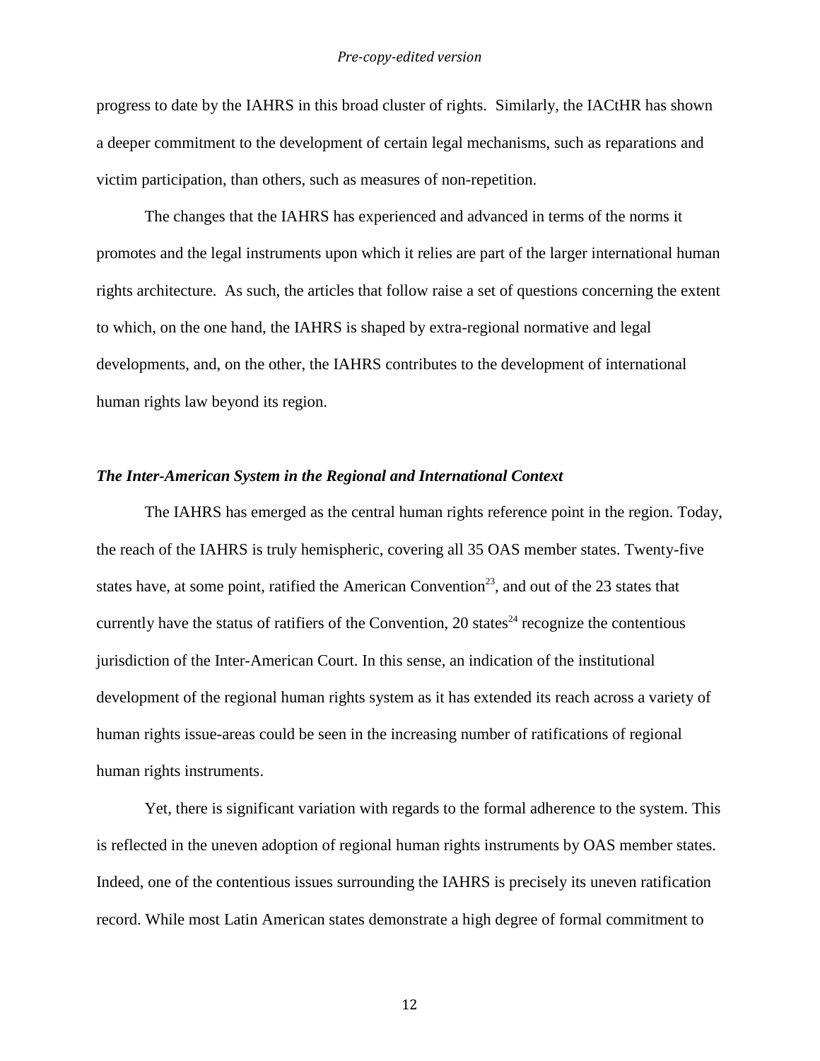progress to date by the IAHRS in this broad cluster of rights. Similarly, the IACtHR has shown a deeper commitment to the development of certain legal mechanisms, such as reparations and victim participation, than others, such as measures of non-repetition.

The changes that the IAHRS has experienced and advanced in terms of the norms it promotes and the legal instruments upon which it relies are part of the larger international human rights architecture. As such, the articles that follow raise a set of questions concerning the extent to which, on the one hand, the IAHRS is shaped by extra-regional normative and legal developments, and, on the other, the IAHRS contributes to the development of international human rights law beyond its region.

### *The Inter-American System in the Regional and International Context*

The IAHRS has emerged as the central human rights reference point in the region. Today, the reach of the IAHRS is truly hemispheric, covering all 35 OAS member states. Twenty-five states have, at some point, ratified the American Convention[23], and out of the 23 states that currently have the status of ratifiers of the Convention, 20 states[24] recognize the contentious jurisdiction of the Inter-American Court. In this sense, an indication of the institutional development of the regional human rights system as it has extended its reach across a variety of human rights issue-areas could be seen in the increasing number of ratifications of regional human rights instruments.

Yet, there is significant variation with regards to the formal adherence to the system. This is reflected in the uneven adoption of regional human rights instruments by OAS member states. Indeed, one of the contentious issues surrounding the IAHRS is precisely its uneven ratification record. While most Latin American states demonstrate a high degree of formal commitment to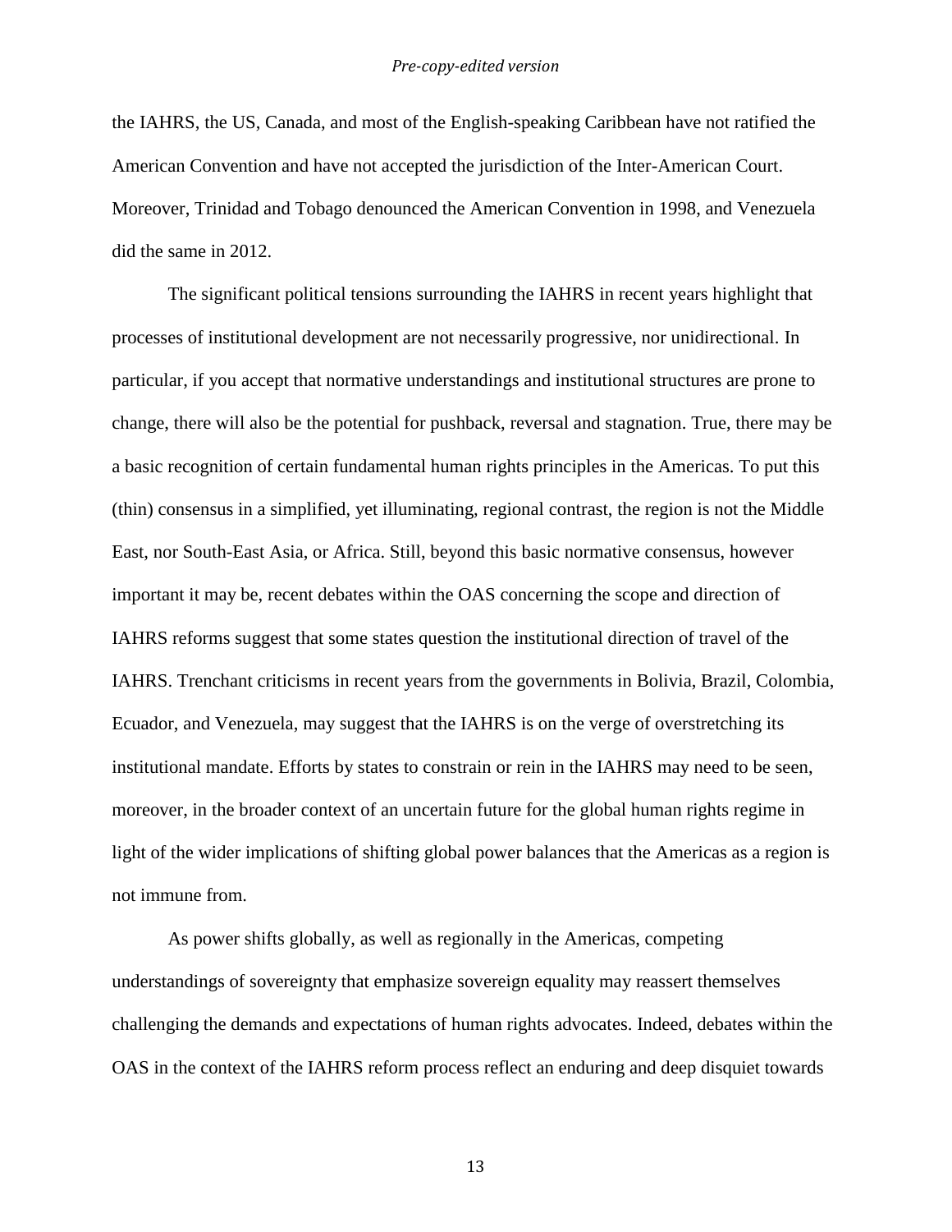the IAHRS, the US, Canada, and most of the English-speaking Caribbean have not ratified the American Convention and have not accepted the jurisdiction of the Inter-American Court. Moreover, Trinidad and Tobago denounced the American Convention in 1998, and Venezuela did the same in 2012.

The significant political tensions surrounding the IAHRS in recent years highlight that processes of institutional development are not necessarily progressive, nor unidirectional. In particular, if you accept that normative understandings and institutional structures are prone to change, there will also be the potential for pushback, reversal and stagnation. True, there may be a basic recognition of certain fundamental human rights principles in the Americas. To put this (thin) consensus in a simplified, yet illuminating, regional contrast, the region is not the Middle East, nor South-East Asia, or Africa. Still, beyond this basic normative consensus, however important it may be, recent debates within the OAS concerning the scope and direction of IAHRS reforms suggest that some states question the institutional direction of travel of the IAHRS. Trenchant criticisms in recent years from the governments in Bolivia, Brazil, Colombia, Ecuador, and Venezuela, may suggest that the IAHRS is on the verge of overstretching its institutional mandate. Efforts by states to constrain or rein in the IAHRS may need to be seen, moreover, in the broader context of an uncertain future for the global human rights regime in light of the wider implications of shifting global power balances that the Americas as a region is not immune from.

As power shifts globally, as well as regionally in the Americas, competing understandings of sovereignty that emphasize sovereign equality may reassert themselves challenging the demands and expectations of human rights advocates. Indeed, debates within the OAS in the context of the IAHRS reform process reflect an enduring and deep disquiet towards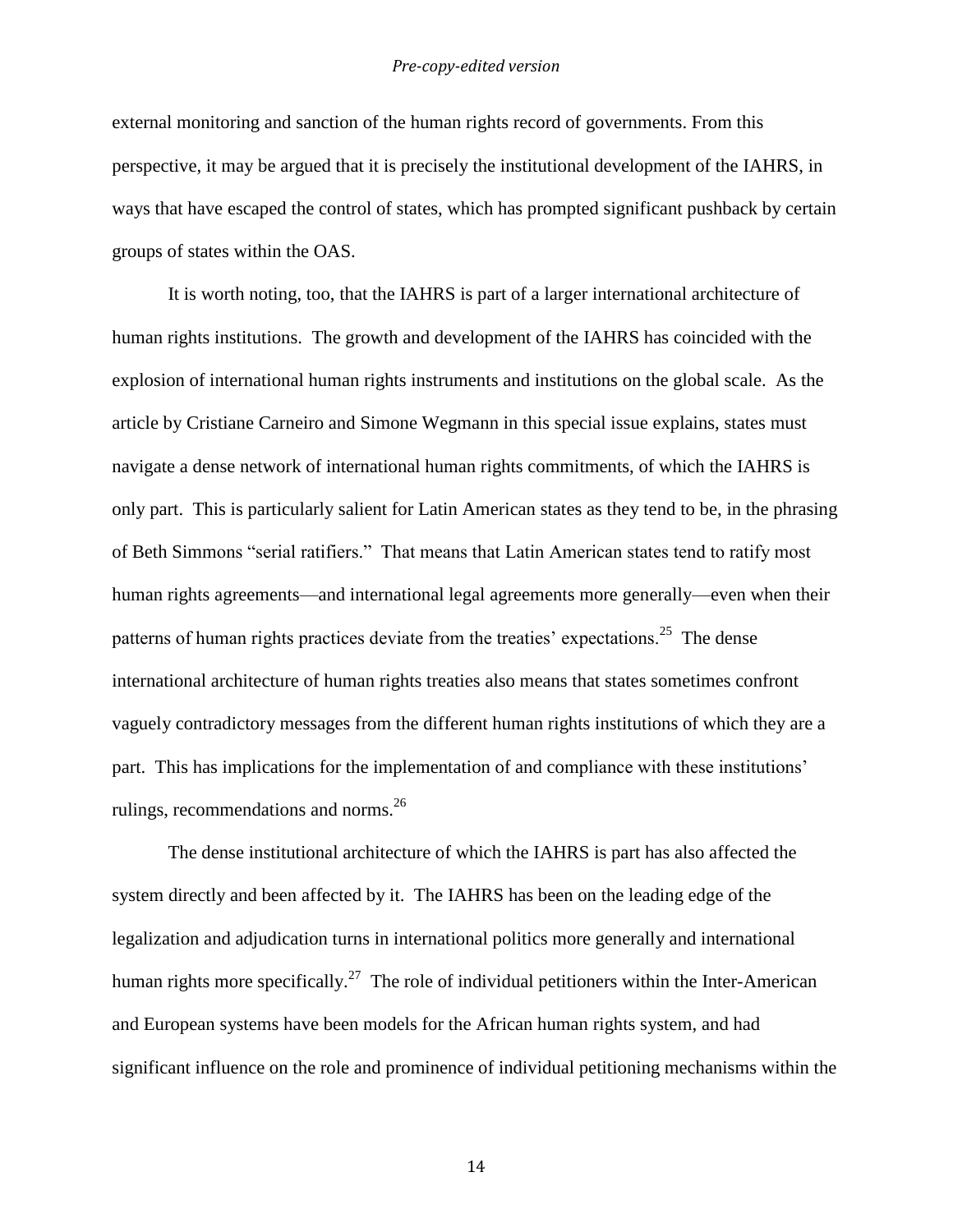external monitoring and sanction of the human rights record of governments. From this perspective, it may be argued that it is precisely the institutional development of the IAHRS, in ways that have escaped the control of states, which has prompted significant pushback by certain groups of states within the OAS.

It is worth noting, too, that the IAHRS is part of a larger international architecture of human rights institutions. The growth and development of the IAHRS has coincided with the explosion of international human rights instruments and institutions on the global scale. As the article by Cristiane Carneiro and Simone Wegmann in this special issue explains, states must navigate a dense network of international human rights commitments, of which the IAHRS is only part. This is particularly salient for Latin American states as they tend to be, in the phrasing of Beth Simmons "serial ratifiers." That means that Latin American states tend to ratify most human rights agreements—and international legal agreements more generally—even when their patterns of human rights practices deviate from the treaties' expectations.[25] The dense international architecture of human rights treaties also means that states sometimes confront vaguely contradictory messages from the different human rights institutions of which they are a part. This has implications for the implementation of and compliance with these institutions' rulings, recommendations and norms.[26]

The dense institutional architecture of which the IAHRS is part has also affected the system directly and been affected by it. The IAHRS has been on the leading edge of the legalization and adjudication turns in international politics more generally and international human rights more specifically.[27] The role of individual petitioners within the Inter-American and European systems have been models for the African human rights system, and had significant influence on the role and prominence of individual petitioning mechanisms within the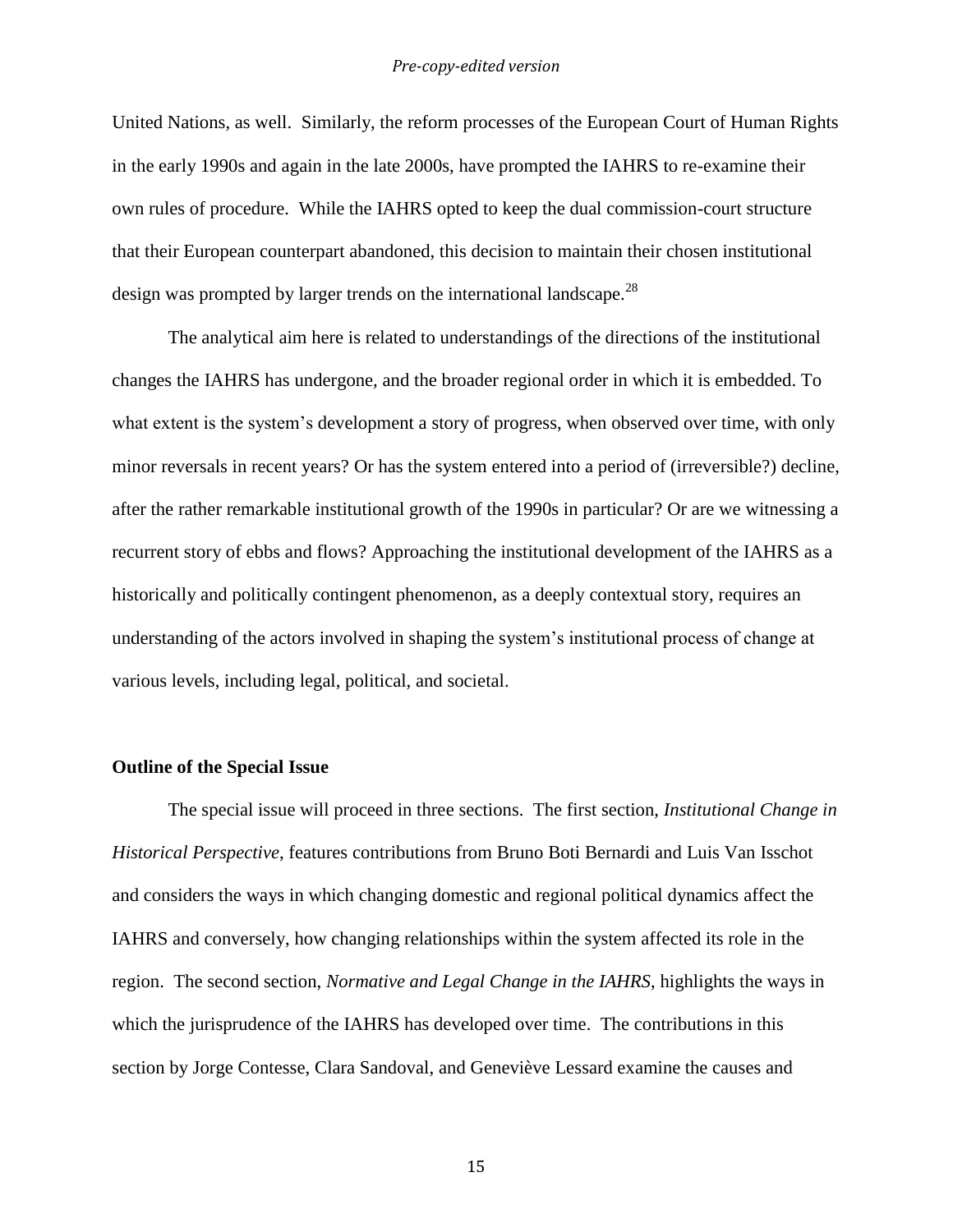United Nations, as well. Similarly, the reform processes of the European Court of Human Rights in the early 1990s and again in the late 2000s, have prompted the IAHRS to re-examine their own rules of procedure. While the IAHRS opted to keep the dual commission-court structure that their European counterpart abandoned, this decision to maintain their chosen institutional design was prompted by larger trends on the international landscape.[28]

The analytical aim here is related to understandings of the directions of the institutional changes the IAHRS has undergone, and the broader regional order in which it is embedded. To what extent is the system's development a story of progress, when observed over time, with only minor reversals in recent years? Or has the system entered into a period of (irreversible?) decline, after the rather remarkable institutional growth of the 1990s in particular? Or are we witnessing a recurrent story of ebbs and flows? Approaching the institutional development of the IAHRS as a historically and politically contingent phenomenon, as a deeply contextual story, requires an understanding of the actors involved in shaping the system's institutional process of change at various levels, including legal, political, and societal.

**Outline of the Special Issue**

The special issue will proceed in three sections. The first section, *Institutional Change in Historical Perspective*, features contributions from Bruno Boti Bernardi and Luis Van Isschot and considers the ways in which changing domestic and regional political dynamics affect the IAHRS and conversely, how changing relationships within the system affected its role in the region. The second section, *Normative and Legal Change in the IAHRS*, highlights the ways in which the jurisprudence of the IAHRS has developed over time. The contributions in this section by Jorge Contesse, Clara Sandoval, and Geneviève Lessard examine the causes and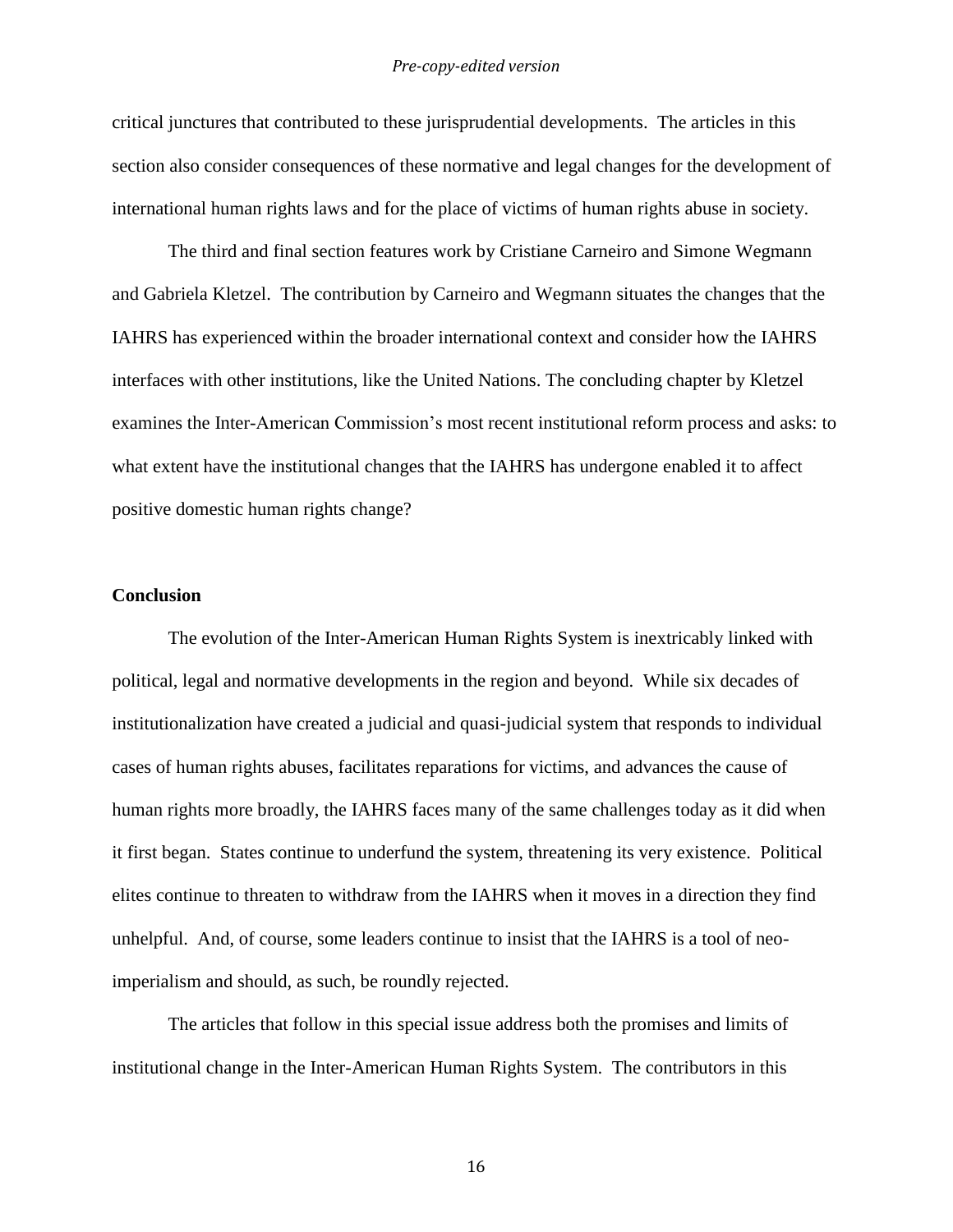critical junctures that contributed to these jurisprudential developments. The articles in this section also consider consequences of these normative and legal changes for the development of international human rights laws and for the place of victims of human rights abuse in society.

The third and final section features work by Cristiane Carneiro and Simone Wegmann and Gabriela Kletzel. The contribution by Carneiro and Wegmann situates the changes that the IAHRS has experienced within the broader international context and consider how the IAHRS interfaces with other institutions, like the United Nations. The concluding chapter by Kletzel examines the Inter-American Commission's most recent institutional reform process and asks: to what extent have the institutional changes that the IAHRS has undergone enabled it to affect positive domestic human rights change?

**Conclusion**

The evolution of the Inter-American Human Rights System is inextricably linked with political, legal and normative developments in the region and beyond. While six decades of institutionalization have created a judicial and quasi-judicial system that responds to individual cases of human rights abuses, facilitates reparations for victims, and advances the cause of human rights more broadly, the IAHRS faces many of the same challenges today as it did when it first began. States continue to underfund the system, threatening its very existence. Political elites continue to threaten to withdraw from the IAHRS when it moves in a direction they find unhelpful. And, of course, some leaders continue to insist that the IAHRS is a tool of neo-imperialism and should, as such, be roundly rejected.

The articles that follow in this special issue address both the promises and limits of institutional change in the Inter-American Human Rights System. The contributors in this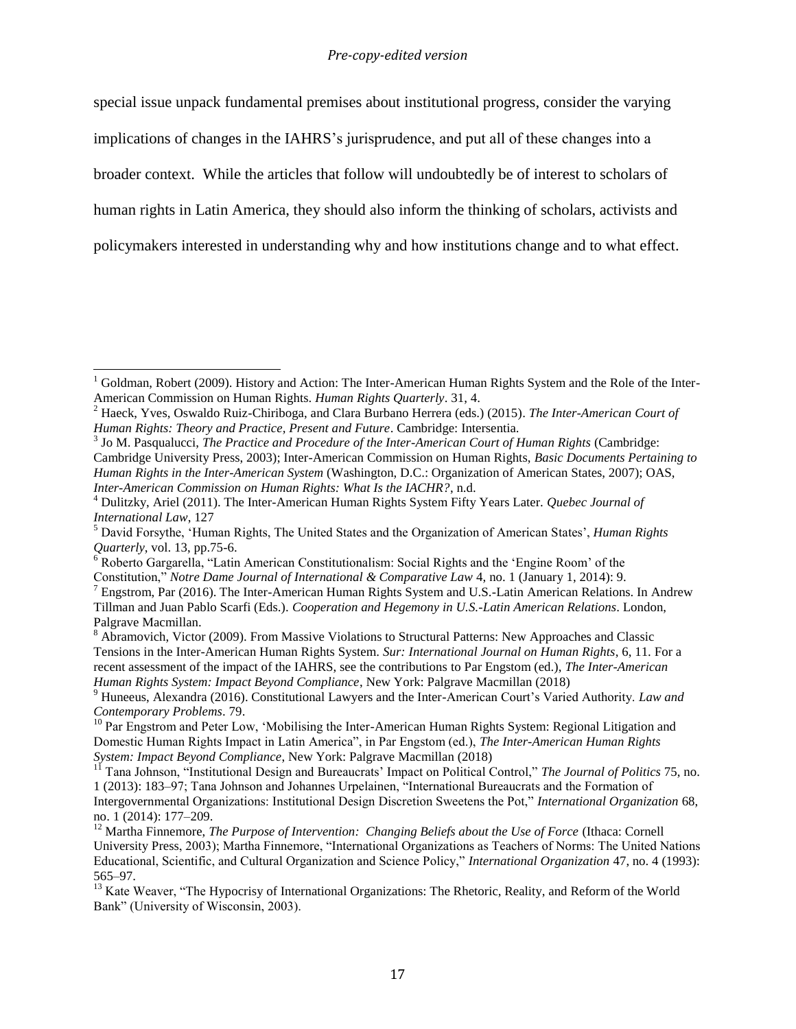special issue unpack fundamental premises about institutional progress, consider the varying implications of changes in the IAHRS's jurisprudence, and put all of these changes into a broader context. While the articles that follow will undoubtedly be of interest to scholars of human rights in Latin America, they should also inform the thinking of scholars, activists and policymakers interested in understanding why and how institutions change and to what effect.

---

[1] Goldman, Robert (2009). History and Action: The Inter-American Human Rights System and the Role of the Inter-American Commission on Human Rights. *Human Rights Quarterly*. 31, 4.

[2] Haeck, Yves, Oswaldo Ruiz-Chiriboga, and Clara Burbano Herrera (eds.) (2015). *The Inter-American Court of Human Rights: Theory and Practice, Present and Future*. Cambridge: Intersentia.

[3] Jo M. Pasqualucci, *The Practice and Procedure of the Inter-American Court of Human Rights* (Cambridge: Cambridge University Press, 2003); Inter-American Commission on Human Rights, *Basic Documents Pertaining to Human Rights in the Inter-American System* (Washington, D.C.: Organization of American States, 2007); OAS, *Inter-American Commission on Human Rights: What Is the IACHR?*, n.d.

[4] Dulitzky, Ariel (2011). The Inter-American Human Rights System Fifty Years Later. *Quebec Journal of International Law*, 127

[5] David Forsythe, 'Human Rights, The United States and the Organization of American States', *Human Rights Quarterly*, vol. 13, pp.75-6.

[6] Roberto Gargarella, "Latin American Constitutionalism: Social Rights and the 'Engine Room' of the Constitution," *Notre Dame Journal of International & Comparative Law* 4, no. 1 (January 1, 2014): 9.

[7] Engstrom, Par (2016). The Inter-American Human Rights System and U.S.-Latin American Relations. In Andrew Tillman and Juan Pablo Scarfi (Eds.). *Cooperation and Hegemony in U.S.-Latin American Relations*. London, Palgrave Macmillan.

[8] Abramovich, Victor (2009). From Massive Violations to Structural Patterns: New Approaches and Classic Tensions in the Inter-American Human Rights System. *Sur: International Journal on Human Rights*, 6, 11. For a recent assessment of the impact of the IAHRS, see the contributions to Par Engstom (ed.), *The Inter-American Human Rights System: Impact Beyond Compliance*, New York: Palgrave Macmillan (2018)

[9] Huneeus, Alexandra (2016). Constitutional Lawyers and the Inter-American Court's Varied Authority. *Law and Contemporary Problems*. 79.

[10] Par Engstrom and Peter Low, 'Mobilising the Inter-American Human Rights System: Regional Litigation and Domestic Human Rights Impact in Latin America", in Par Engstom (ed.), *The Inter-American Human Rights System: Impact Beyond Compliance*, New York: Palgrave Macmillan (2018)

[11] Tana Johnson, "Institutional Design and Bureaucrats' Impact on Political Control," *The Journal of Politics* 75, no. 1 (2013): 183–97; Tana Johnson and Johannes Urpelainen, "International Bureaucrats and the Formation of Intergovernmental Organizations: Institutional Design Discretion Sweetens the Pot," *International Organization* 68, no. 1 (2014): 177–209.

[12] Martha Finnemore, *The Purpose of Intervention: Changing Beliefs about the Use of Force* (Ithaca: Cornell University Press, 2003); Martha Finnemore, "International Organizations as Teachers of Norms: The United Nations Educational, Scientific, and Cultural Organization and Science Policy," *International Organization* 47, no. 4 (1993): 565–97.

[13] Kate Weaver, "The Hypocrisy of International Organizations: The Rhetoric, Reality, and Reform of the World Bank" (University of Wisconsin, 2003).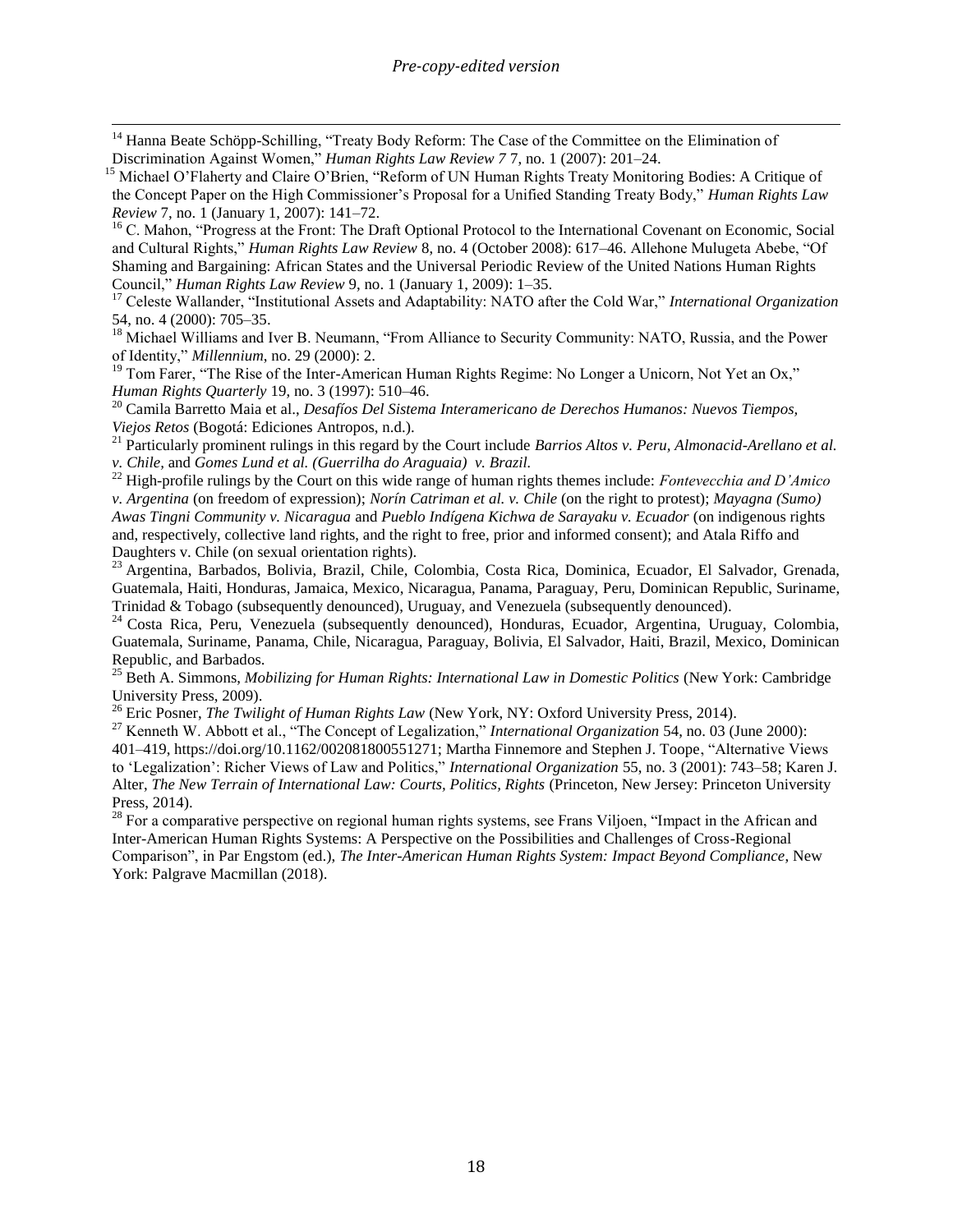[14] Hanna Beate Schöpp-Schilling, "Treaty Body Reform: The Case of the Committee on the Elimination of Discrimination Against Women," *Human Rights Law Review 7* 7, no. 1 (2007): 201–24.

[15] Michael O'Flaherty and Claire O'Brien, "Reform of UN Human Rights Treaty Monitoring Bodies: A Critique of the Concept Paper on the High Commissioner's Proposal for a Unified Standing Treaty Body," *Human Rights Law Review* 7, no. 1 (January 1, 2007): 141–72.

[16] C. Mahon, "Progress at the Front: The Draft Optional Protocol to the International Covenant on Economic, Social and Cultural Rights," *Human Rights Law Review* 8, no. 4 (October 2008): 617–46. Allehone Mulugeta Abebe, "Of Shaming and Bargaining: African States and the Universal Periodic Review of the United Nations Human Rights Council," *Human Rights Law Review* 9, no. 1 (January 1, 2009): 1–35.

[17] Celeste Wallander, "Institutional Assets and Adaptability: NATO after the Cold War," *International Organization* 54, no. 4 (2000): 705–35.

[18] Michael Williams and Iver B. Neumann, "From Alliance to Security Community: NATO, Russia, and the Power of Identity," *Millennium*, no. 29 (2000): 2.

[19] Tom Farer, "The Rise of the Inter-American Human Rights Regime: No Longer a Unicorn, Not Yet an Ox," *Human Rights Quarterly* 19, no. 3 (1997): 510–46.

[20] Camila Barretto Maia et al., *Desafíos Del Sistema Interamericano de Derechos Humanos: Nuevos Tiempos, Viejos Retos* (Bogotá: Ediciones Antropos, n.d.).

[21] Particularly prominent rulings in this regard by the Court include *Barrios Altos v. Peru, Almonacid-Arellano et al. v. Chile,* and *Gomes Lund et al. (Guerrilha do Araguaia) v. Brazil.*

[22] High-profile rulings by the Court on this wide range of human rights themes include: *Fontevecchia and D'Amico v. Argentina* (on freedom of expression); *Norín Catriman et al. v. Chile* (on the right to protest); *Mayagna (Sumo) Awas Tingni Community v. Nicaragua* and *Pueblo Indígena Kichwa de Sarayaku v. Ecuador* (on indigenous rights and, respectively, collective land rights, and the right to free, prior and informed consent); and Atala Riffo and Daughters v. Chile (on sexual orientation rights).

[23] Argentina, Barbados, Bolivia, Brazil, Chile, Colombia, Costa Rica, Dominica, Ecuador, El Salvador, Grenada, Guatemala, Haiti, Honduras, Jamaica, Mexico, Nicaragua, Panama, Paraguay, Peru, Dominican Republic, Suriname, Trinidad & Tobago (subsequently denounced), Uruguay, and Venezuela (subsequently denounced).

[24] Costa Rica, Peru, Venezuela (subsequently denounced), Honduras, Ecuador, Argentina, Uruguay, Colombia, Guatemala, Suriname, Panama, Chile, Nicaragua, Paraguay, Bolivia, El Salvador, Haiti, Brazil, Mexico, Dominican Republic, and Barbados.

[25] Beth A. Simmons, *Mobilizing for Human Rights: International Law in Domestic Politics* (New York: Cambridge University Press, 2009).

[26] Eric Posner, *The Twilight of Human Rights Law* (New York, NY: Oxford University Press, 2014).

[27] Kenneth W. Abbott et al., "The Concept of Legalization," *International Organization* 54, no. 03 (June 2000): 401–419, https://doi.org/10.1162/002081800551271; Martha Finnemore and Stephen J. Toope, "Alternative Views to 'Legalization': Richer Views of Law and Politics," *International Organization* 55, no. 3 (2001): 743–58; Karen J. Alter, *The New Terrain of International Law: Courts, Politics, Rights* (Princeton, New Jersey: Princeton University Press, 2014).

[28] For a comparative perspective on regional human rights systems, see Frans Viljoen, "Impact in the African and Inter-American Human Rights Systems: A Perspective on the Possibilities and Challenges of Cross-Regional Comparison", in Par Engstom (ed.), *The Inter-American Human Rights System: Impact Beyond Compliance*, New York: Palgrave Macmillan (2018).